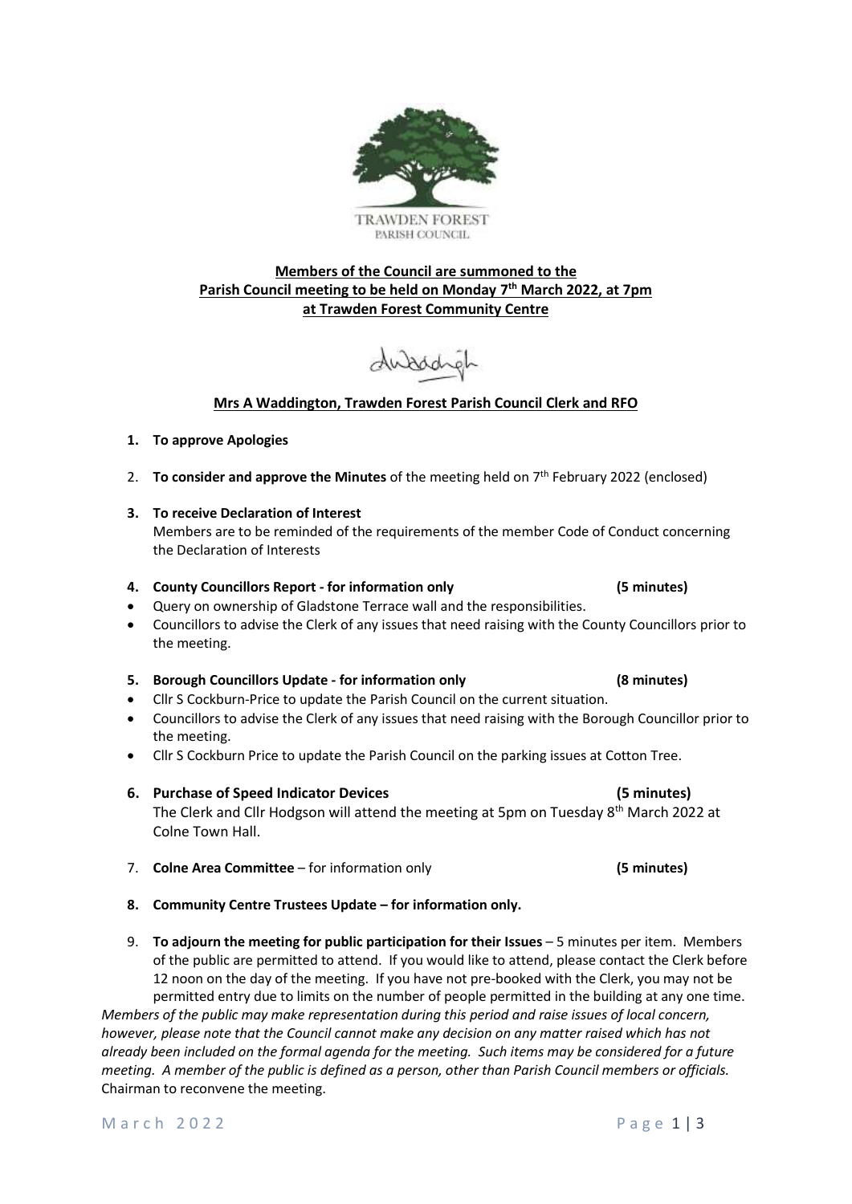TRAWDEN FOREST
PARISH COUNCIL

**Members of the Council are summoned to the**
**Parish Council meeting to be held on Monday 7th March 2022, at 7pm**
**at Trawden Forest Community Centre**

**Mrs A Waddington, Trawden Forest Parish Council Clerk and RFO**

1. **To approve Apologies**

2. **To consider and approve the Minutes** of the meeting held on 7th February 2022 (enclosed)

3. **To receive Declaration of Interest**
   Members are to be reminded of the requirements of the member Code of Conduct concerning the Declaration of Interests

4. **County Councillors Report - for information only** **(5 minutes)**
   - Query on ownership of Gladstone Terrace wall and the responsibilities.
   - Councillors to advise the Clerk of any issues that need raising with the County Councillors prior to the meeting.

5. **Borough Councillors Update - for information only** **(8 minutes)**
   - Cllr S Cockburn-Price to update the Parish Council on the current situation.
   - Councillors to advise the Clerk of any issues that need raising with the Borough Councillor prior to the meeting.
   - Cllr S Cockburn Price to update the Parish Council on the parking issues at Cotton Tree.

6. **Purchase of Speed Indicator Devices** **(5 minutes)**
   The Clerk and Cllr Hodgson will attend the meeting at 5pm on Tuesday 8th March 2022 at Colne Town Hall.

7. **Colne Area Committee** – for information only **(5 minutes)**

8. **Community Centre Trustees Update – for information only.**

9. **To adjourn the meeting for public participation for their Issues** – 5 minutes per item. Members of the public are permitted to attend. If you would like to attend, please contact the Clerk before 12 noon on the day of the meeting. If you have not pre-booked with the Clerk, you may not be permitted entry due to limits on the number of people permitted in the building at any one time.

*Members of the public may make representation during this period and raise issues of local concern, however, please note that the Council cannot make any decision on any matter raised which has not already been included on the formal agenda for the meeting. Such items may be considered for a future meeting. A member of the public is defined as a person, other than Parish Council members or officials.*
Chairman to reconvene the meeting.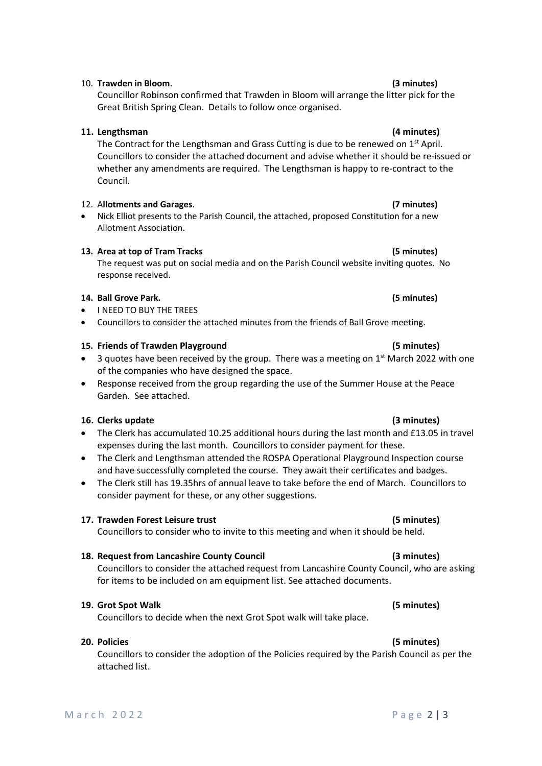10. **Trawden in Bloom**. **(3 minutes)**

    Councillor Robinson confirmed that Trawden in Bloom will arrange the litter pick for the Great British Spring Clean. Details to follow once organised.

11. **Lengthsman** **(4 minutes)**

    The Contract for the Lengthsman and Grass Cutting is due to be renewed on 1st April. Councillors to consider the attached document and advise whether it should be re-issued or whether any amendments are required. The Lengthsman is happy to re-contract to the Council.

12. A**llotments and Garages**. **(7 minutes)**

- Nick Elliot presents to the Parish Council, the attached, proposed Constitution for a new Allotment Association.

13. **Area at top of Tram Tracks** **(5 minutes)**

    The request was put on social media and on the Parish Council website inviting quotes. No response received.

14. **Ball Grove Park.** **(5 minutes)**

- I NEED TO BUY THE TREES
- Councillors to consider the attached minutes from the friends of Ball Grove meeting.

15. **Friends of Trawden Playground** **(5 minutes)**

- 3 quotes have been received by the group. There was a meeting on 1st March 2022 with one of the companies who have designed the space.
- Response received from the group regarding the use of the Summer House at the Peace Garden. See attached.

16. **Clerks update** **(3 minutes)**

- The Clerk has accumulated 10.25 additional hours during the last month and £13.05 in travel expenses during the last month. Councillors to consider payment for these.
- The Clerk and Lengthsman attended the ROSPA Operational Playground Inspection course and have successfully completed the course. They await their certificates and badges.
- The Clerk still has 19.35hrs of annual leave to take before the end of March. Councillors to consider payment for these, or any other suggestions.

17. **Trawden Forest Leisure trust** **(5 minutes)**

    Councillors to consider who to invite to this meeting and when it should be held.

18. **Request from Lancashire County Council** **(3 minutes)**

    Councillors to consider the attached request from Lancashire County Council, who are asking for items to be included on am equipment list. See attached documents.

19. **Grot Spot Walk** **(5 minutes)**

    Councillors to decide when the next Grot Spot walk will take place.

20. **Policies** **(5 minutes)**

    Councillors to consider the adoption of the Policies required by the Parish Council as per the attached list.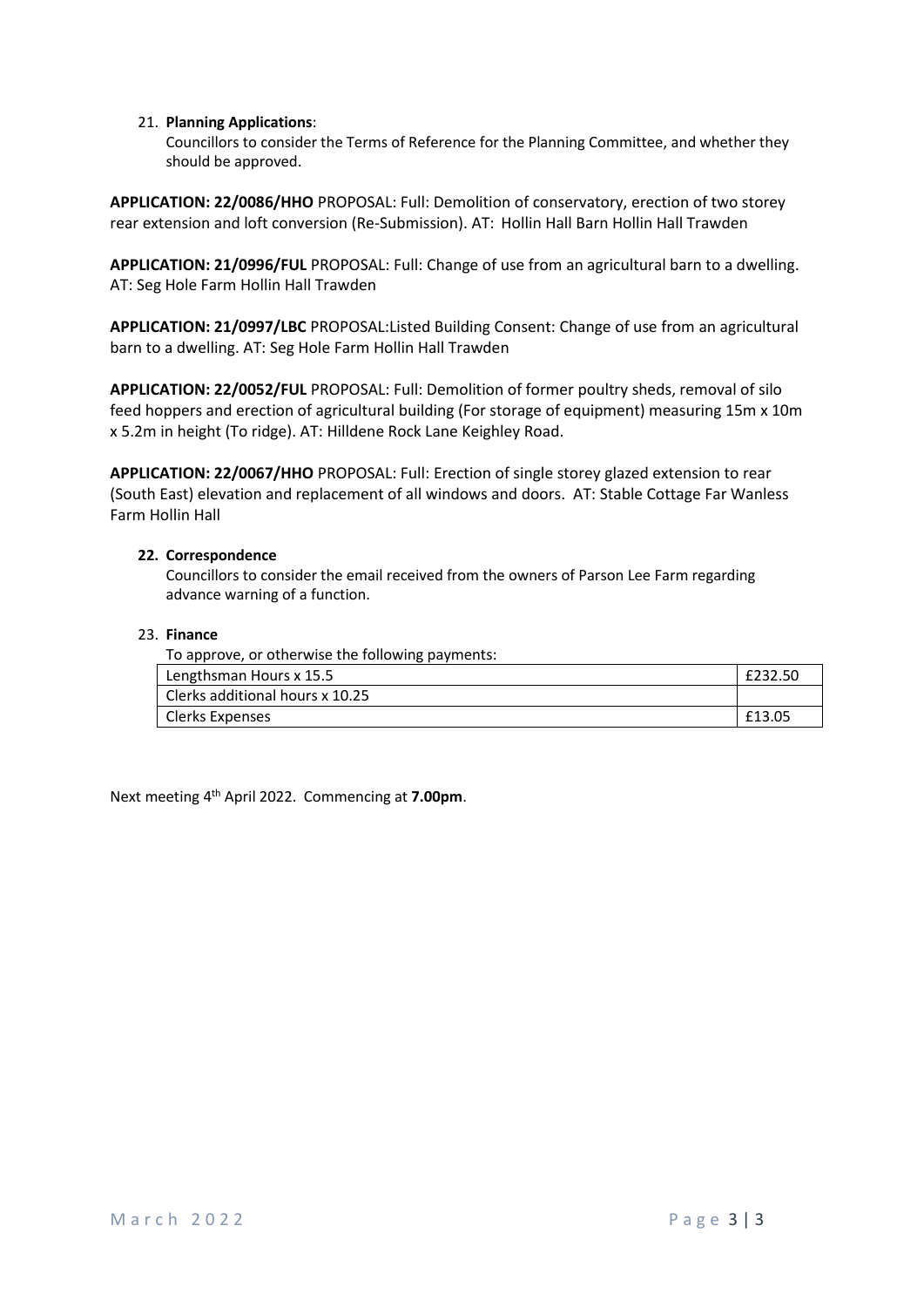21. **Planning Applications**:
    Councillors to consider the Terms of Reference for the Planning Committee, and whether they should be approved.

**APPLICATION: 22/0086/HHO** PROPOSAL: Full: Demolition of conservatory, erection of two storey rear extension and loft conversion (Re-Submission). AT: Hollin Hall Barn Hollin Hall Trawden

**APPLICATION: 21/0996/FUL** PROPOSAL: Full: Change of use from an agricultural barn to a dwelling. AT: Seg Hole Farm Hollin Hall Trawden

**APPLICATION: 21/0997/LBC** PROPOSAL:Listed Building Consent: Change of use from an agricultural barn to a dwelling. AT: Seg Hole Farm Hollin Hall Trawden

**APPLICATION: 22/0052/FUL** PROPOSAL: Full: Demolition of former poultry sheds, removal of silo feed hoppers and erection of agricultural building (For storage of equipment) measuring 15m x 10m x 5.2m in height (To ridge). AT: Hilldene Rock Lane Keighley Road.

**APPLICATION: 22/0067/HHO** PROPOSAL: Full: Erection of single storey glazed extension to rear (South East) elevation and replacement of all windows and doors. AT: Stable Cottage Far Wanless Farm Hollin Hall

22. **Correspondence**
    Councillors to consider the email received from the owners of Parson Lee Farm regarding advance warning of a function.

23. **Finance**
    To approve, or otherwise the following payments:

| | |
|---|---|
| Lengthsman Hours x 15.5 | £232.50 |
| Clerks additional hours x 10.25 | |
| Clerks Expenses | £13.05 |

Next meeting 4th April 2022. Commencing at **7.00pm**.